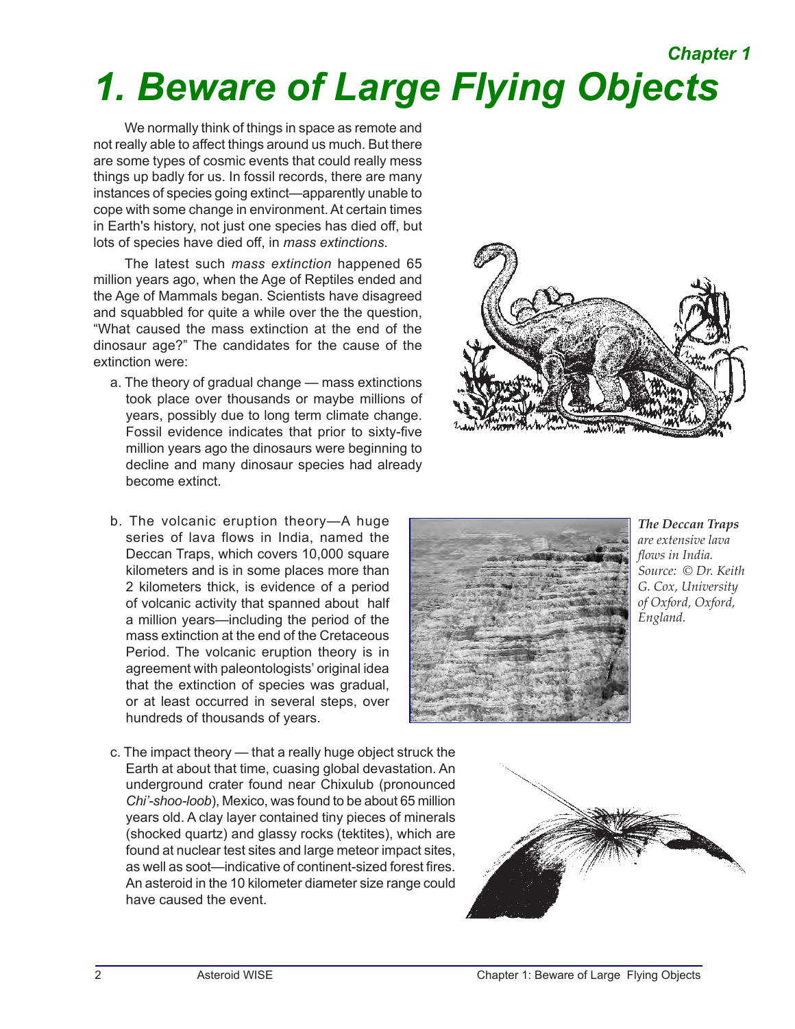# 1. Beware of Large Flying Objects

We normally think of things in space as remote and not really able to affect things around us much. But there are some types of cosmic events that could really mess things up badly for us. In fossil records, there are many instances of species going extinct—apparently unable to cope with some change in environment. At certain times in Earth's history, not just one species has died off, but lots of species have died off, in *mass extinctions*.

The latest such *mass extinction* happened 65 million years ago, when the Age of Reptiles ended and the Age of Mammals began. Scientists have disagreed and squabbled for quite a while over the the question, "What caused the mass extinction at the end of the dinosaur age?" The candidates for the cause of the extinction were:

a. The theory of gradual change — mass extinctions took place over thousands or maybe millions of years, possibly due to long term climate change. Fossil evidence indicates that prior to sixty-five million years ago the dinosaurs were beginning to decline and many dinosaur species had already become extinct.

b. The volcanic eruption theory—A huge series of lava flows in India, named the Deccan Traps, which covers 10,000 square kilometers and is in some places more than 2 kilometers thick, is evidence of a period of volcanic activity that spanned about half a million years—including the period of the mass extinction at the end of the Cretaceous Period. The volcanic eruption theory is in agreement with paleontologists' original idea that the extinction of species was gradual, or at least occurred in several steps, over hundreds of thousands of years.

***The Deccan Traps*** *are extensive lava flows in India. Source: © Dr. Keith G. Cox, University of Oxford, Oxford, England.*

c. The impact theory — that a really huge object struck the Earth at about that time, cuasing global devastation. An underground crater found near Chixulub (pronounced *Chi'-shoo-loob*), Mexico, was found to be about 65 million years old. A clay layer contained tiny pieces of minerals (shocked quartz) and glassy rocks (tektites), which are found at nuclear test sites and large meteor impact sites, as well as soot—indicative of continent-sized forest fires. An asteroid in the 10 kilometer diameter size range could have caused the event.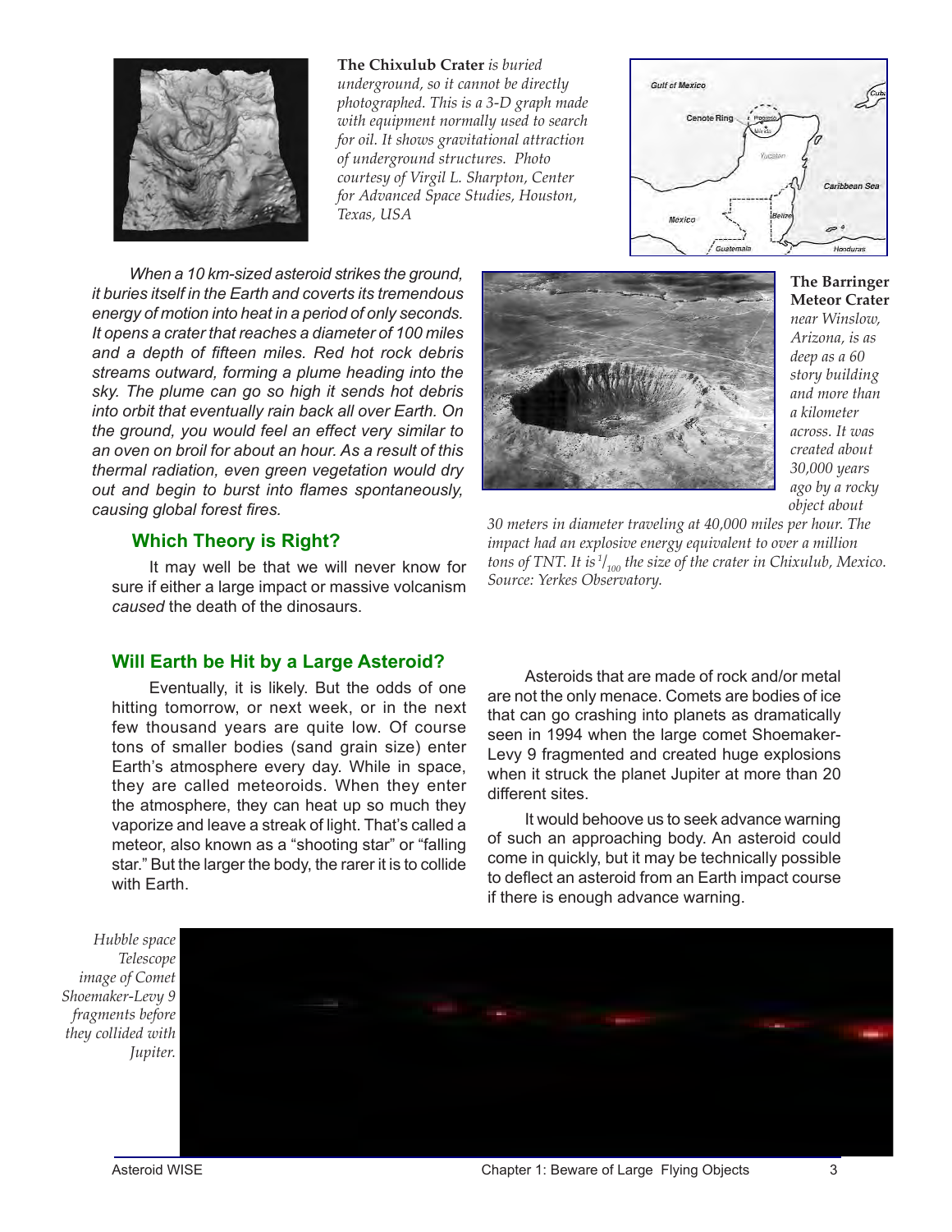**The Chixulub Crater** *is buried underground, so it cannot be directly photographed. This is a 3-D graph made with equipment normally used to search for oil. It shows gravitational attraction of underground structures. Photo courtesy of Virgil L. Sharpton, Center for Advanced Space Studies, Houston, Texas, USA*

*When a 10 km-sized asteroid strikes the ground, it buries itself in the Earth and coverts its tremendous energy of motion into heat in a period of only seconds. It opens a crater that reaches a diameter of 100 miles and a depth of fifteen miles. Red hot rock debris streams outward, forming a plume heading into the sky. The plume can go so high it sends hot debris into orbit that eventually rain back all over Earth. On the ground, you would feel an effect very similar to an oven on broil for about an hour. As a result of this thermal radiation, even green vegetation would dry out and begin to burst into flames spontaneously, causing global forest fires.*

**The Barringer Meteor Crater** *near Winslow, Arizona, is as deep as a 60 story building and more than a kilometer across. It was created about 30,000 years ago by a rocky object about 30 meters in diameter traveling at 40,000 miles per hour. The impact had an explosive energy equivalent to over a million tons of TNT. It is $^{1}/_{100}$ the size of the crater in Chixulub, Mexico. Source: Yerkes Observatory.*

## Which Theory is Right?

It may well be that we will never know for sure if either a large impact or massive volcanism *caused* the death of the dinosaurs.

## Will Earth be Hit by a Large Asteroid?

Eventually, it is likely. But the odds of one hitting tomorrow, or next week, or in the next few thousand years are quite low. Of course tons of smaller bodies (sand grain size) enter Earth's atmosphere every day. While in space, they are called meteoroids. When they enter the atmosphere, they can heat up so much they vaporize and leave a streak of light. That's called a meteor, also known as a "shooting star" or "falling star." But the larger the body, the rarer it is to collide with Earth.

Asteroids that are made of rock and/or metal are not the only menace. Comets are bodies of ice that can go crashing into planets as dramatically seen in 1994 when the large comet Shoemaker-Levy 9 fragmented and created huge explosions when it struck the planet Jupiter at more than 20 different sites.

It would behoove us to seek advance warning of such an approaching body. An asteroid could come in quickly, but it may be technically possible to deflect an asteroid from an Earth impact course if there is enough advance warning.

*Hubble space Telescope image of Comet Shoemaker-Levy 9 fragments before they collided with Jupiter.*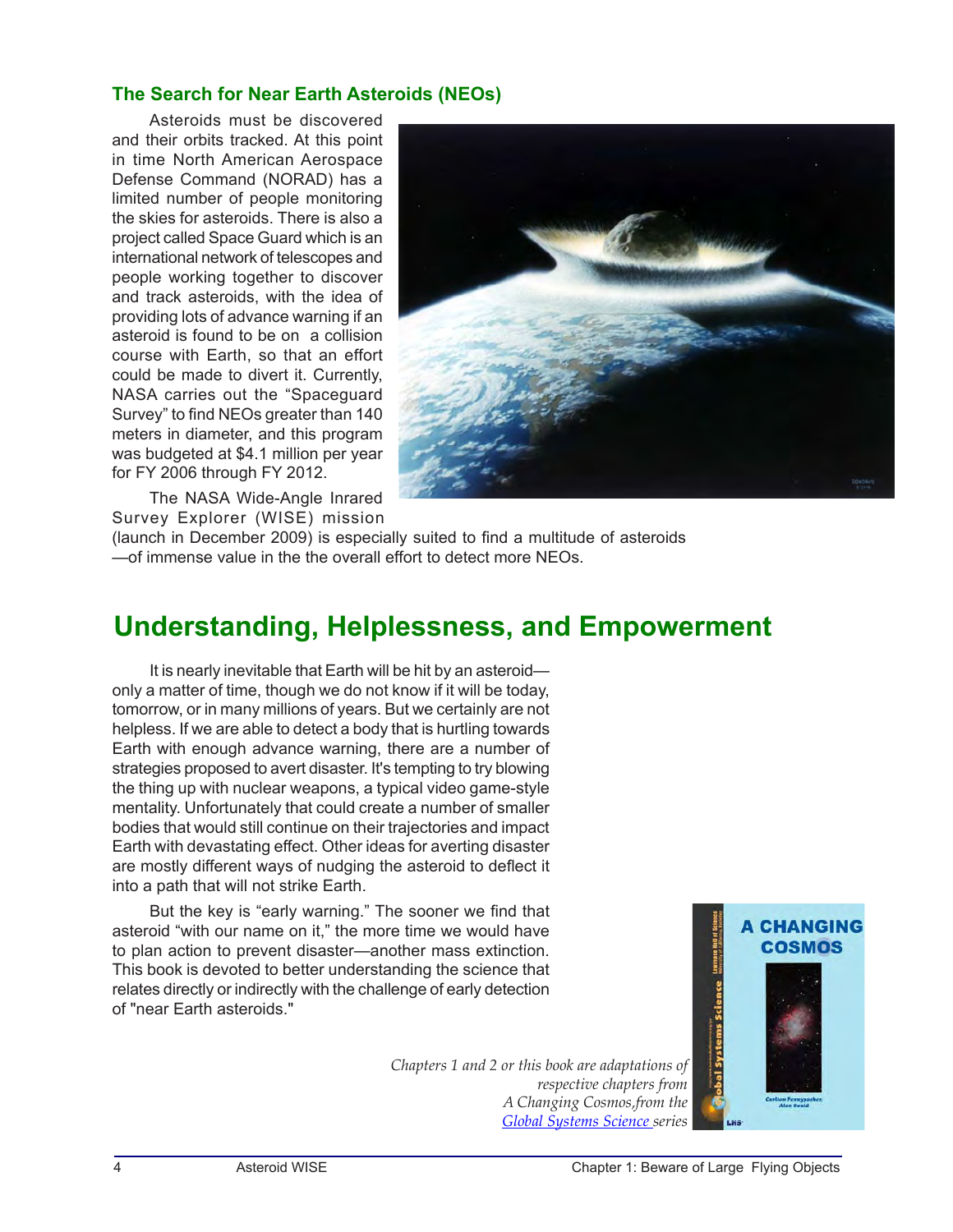### The Search for Near Earth Asteroids (NEOs)

Asteroids must be discovered and their orbits tracked. At this point in time North American Aerospace Defense Command (NORAD) has a limited number of people monitoring the skies for asteroids. There is also a project called Space Guard which is an international network of telescopes and people working together to discover and track asteroids, with the idea of providing lots of advance warning if an asteroid is found to be on a collision course with Earth, so that an effort could be made to divert it. Currently, NASA carries out the "Spaceguard Survey" to find NEOs greater than 140 meters in diameter, and this program was budgeted at $4.1 million per year for FY 2006 through FY 2012.

The NASA Wide-Angle Inrared Survey Explorer (WISE) mission (launch in December 2009) is especially suited to find a multitude of asteroids—of immense value in the the overall effort to detect more NEOs.

## Understanding, Helplessness, and Empowerment

It is nearly inevitable that Earth will be hit by an asteroid—only a matter of time, though we do not know if it will be today, tomorrow, or in many millions of years. But we certainly are not helpless. If we are able to detect a body that is hurtling towards Earth with enough advance warning, there are a number of strategies proposed to avert disaster. It's tempting to try blowing the thing up with nuclear weapons, a typical video game-style mentality. Unfortunately that could create a number of smaller bodies that would still continue on their trajectories and impact Earth with devastating effect. Other ideas for averting disaster are mostly different ways of nudging the asteroid to deflect it into a path that will not strike Earth.

But the key is "early warning." The sooner we find that asteroid "with our name on it," the more time we would have to plan action to prevent disaster—another mass extinction. This book is devoted to better understanding the science that relates directly or indirectly with the challenge of early detection of "near Earth asteroids."

*Chapters 1 and 2 or this book are adaptations of respective chapters from A Changing Cosmos,from the Global Systems Science series*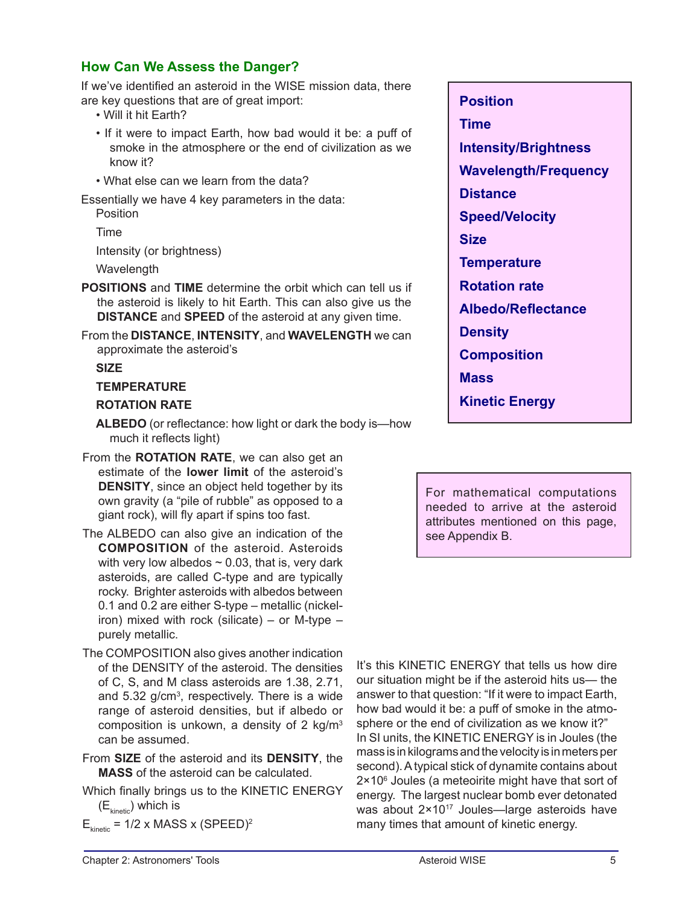## How Can We Assess the Danger?

If we've identified an asteroid in the WISE mission data, there are key questions that are of great import:

- Will it hit Earth?
- If it were to impact Earth, how bad would it be: a puff of smoke in the atmosphere or the end of civilization as we know it?
- What else can we learn from the data?

Essentially we have 4 key parameters in the data:

Position

Time

Intensity (or brightness)

Wavelength

**POSITIONS** and **TIME** determine the orbit which can tell us if the asteroid is likely to hit Earth. This can also give us the **DISTANCE** and **SPEED** of the asteroid at any given time.

From the **DISTANCE**, **INTENSITY**, and **WAVELENGTH** we can approximate the asteroid's

**SIZE**

**TEMPERATURE**

**ROTATION RATE**

**ALBEDO** (or reflectance: how light or dark the body is—how much it reflects light)

From the **ROTATION RATE**, we can also get an estimate of the **lower limit** of the asteroid's **DENSITY**, since an object held together by its own gravity (a "pile of rubble" as opposed to a giant rock), will fly apart if spins too fast.

The ALBEDO can also give an indication of the **COMPOSITION** of the asteroid. Asteroids with very low albedos ~ 0.03, that is, very dark asteroids, are called C-type and are typically rocky. Brighter asteroids with albedos between 0.1 and 0.2 are either S-type – metallic (nickel-iron) mixed with rock (silicate) – or M-type – purely metallic.

The COMPOSITION also gives another indication of the DENSITY of the asteroid. The densities of C, S, and M class asteroids are 1.38, 2.71, and 5.32 g/cm$^3$, respectively. There is a wide range of asteroid densities, but if albedo or composition is unkown, a density of 2 kg/m$^3$ can be assumed.

From **SIZE** of the asteroid and its **DENSITY**, the **MASS** of the asteroid can be calculated.

Which finally brings us to the KINETIC ENERGY ($E_{kinetic}$) which is

$E_{kinetic}$ = 1/2 x MASS x (SPEED)$^2$

It's this KINETIC ENERGY that tells us how dire our situation might be if the asteroid hits us— the answer to that question: "If it were to impact Earth, how bad would it be: a puff of smoke in the atmosphere or the end of civilization as we know it?" In SI units, the KINETIC ENERGY is in Joules (the mass is in kilograms and the velocity is in meters per second). A typical stick of dynamite contains about $2 \times 10^6$ Joules (a meteoirite might have that sort of energy. The largest nuclear bomb ever detonated was about $2 \times 10^{17}$ Joules—large asteroids have many times that amount of kinetic energy.

**Position**
**Time**
**Intensity/Brightness**
**Wavelength/Frequency**
**Distance**
**Speed/Velocity**
**Size**
**Temperature**
**Rotation rate**
**Albedo/Reflectance**
**Density**
**Composition**
**Mass**
**Kinetic Energy**

For mathematical computations needed to arrive at the asteroid attributes mentioned on this page, see Appendix B.